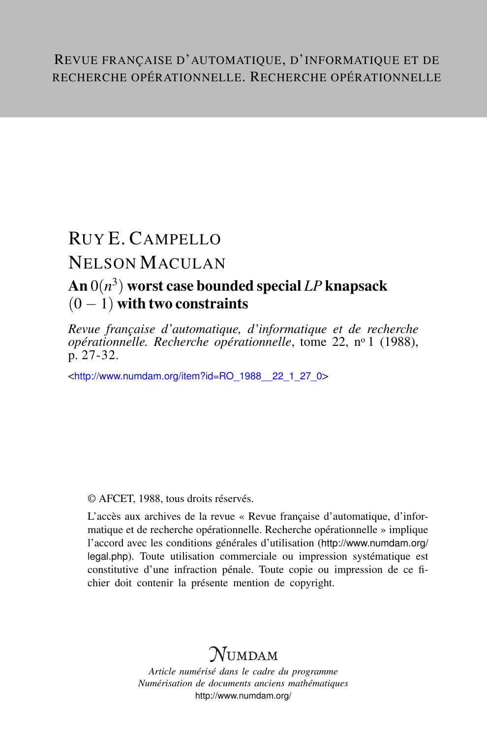REVUE FRANÇAISE D'AUTOMATIQUE, D'INFORMATIQUE ET DE RECHERCHE OPÉRATIONNELLE. RECHERCHE OPÉRATIONNELLE

RUY E. CAMPELLO

NELSON MACULAN

# An $0(n^3)$ worst case bounded special *LP* knapsack $(0-1)$ with two constraints

*Revue française d'automatique, d'informatique et de recherche opérationnelle. Recherche opérationnelle*, tome 22, nº 1 (1988), p. 27-32.

<http://www.numdam.org/item?id=RO_1988__22_1_27_0>

© AFCET, 1988, tous droits réservés.

L'accès aux archives de la revue « Revue française d'automatique, d'informatique et de recherche opérationnelle. Recherche opérationnelle » implique l'accord avec les conditions générales d'utilisation (http://www.numdam.org/legal.php). Toute utilisation commerciale ou impression systématique est constitutive d'une infraction pénale. Toute copie ou impression de ce fichier doit contenir la présente mention de copyright.

NUMDAM

*Article numérisé dans le cadre du programme Numérisation de documents anciens mathématiques*

http://www.numdam.org/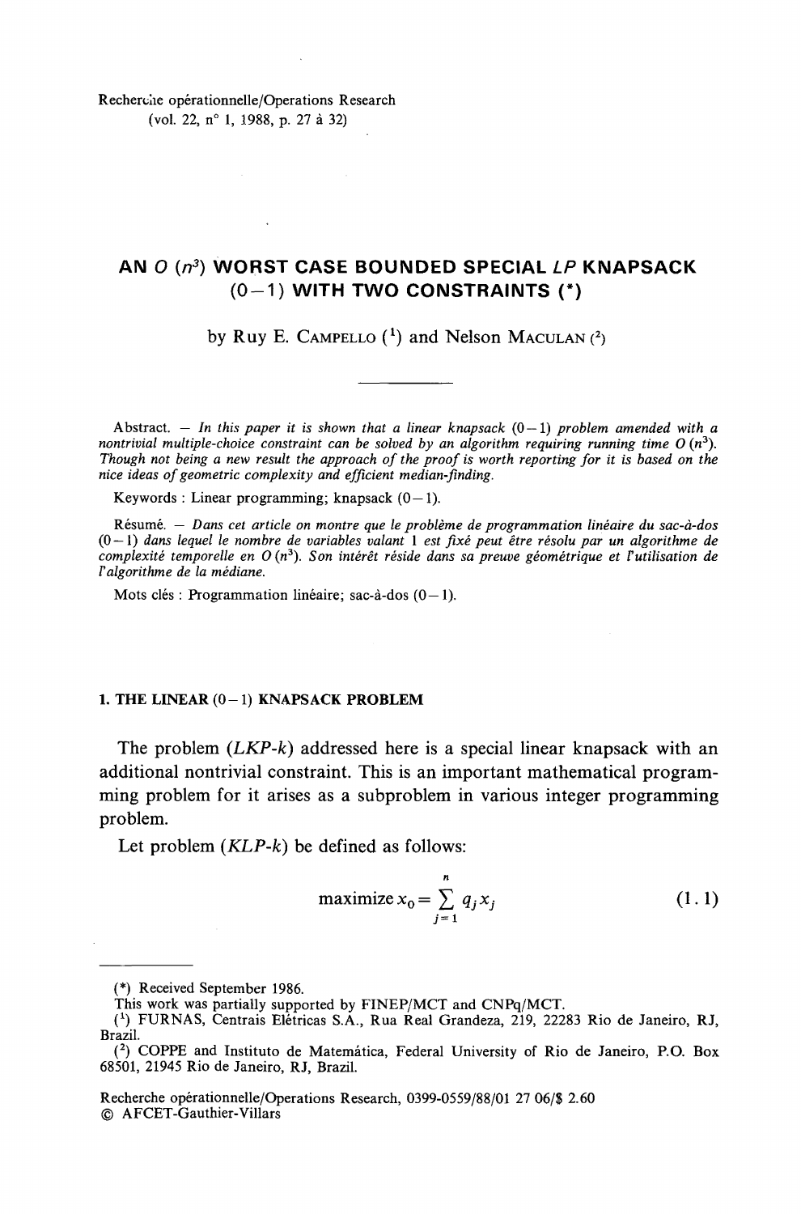Recherche opérationnelle/Operations Research
(vol. 22, n° 1, 1988, p. 27 à 32)

# AN $O(n^3)$ WORST CASE BOUNDED SPECIAL *LP* KNAPSACK (0–1) WITH TWO CONSTRAINTS (*)

by Ruy E. CAMPELLO (1) and Nelson MACULAN (2)

---

Abstract. — *In this paper it is shown that a linear knapsack (0–1) problem amended with a nontrivial multiple-choice constraint can be solved by an algorithm requiring running time $O(n^3)$. Though not being a new result the approach of the proof is worth reporting for it is based on the nice ideas of geometric complexity and efficient median-finding.*

Keywords : Linear programming; knapsack (0–1).

Résumé. — *Dans cet article on montre que le problème de programmation linéaire du sac-à-dos (0–1) dans lequel le nombre de variables valant 1 est fixé peut être résolu par un algorithme de complexité temporelle en $O(n^3)$. Son intérêt réside dans sa preuve géométrique et l'utilisation de l'algorithme de la médiane.*

Mots clés : Programmation linéaire; sac-à-dos (0–1).

## 1. THE LINEAR (0–1) KNAPSACK PROBLEM

The problem (*LKP-k*) addressed here is a special linear knapsack with an additional nontrivial constraint. This is an important mathematical programming problem for it arises as a subproblem in various integer programming problem.

Let problem (*KLP-k*) be defined as follows:

$$\text{maximize}\, x_0 = \sum_{j=1}^{n} q_j x_j \tag{1.1}$$

---

(*) Received September 1986.

This work was partially supported by FINEP/MCT and CNPq/MCT.

(1) FURNAS, Centrais Elétricas S.A., Rua Real Grandeza, 219, 22283 Rio de Janeiro, RJ, Brazil.

(2) COPPE and Instituto de Matemática, Federal University of Rio de Janeiro, P.O. Box 68501, 21945 Rio de Janeiro, RJ, Brazil.

Recherche opérationnelle/Operations Research, 0399-0559/88/01 27 06/$ 2.60
© AFCET-Gauthier-Villars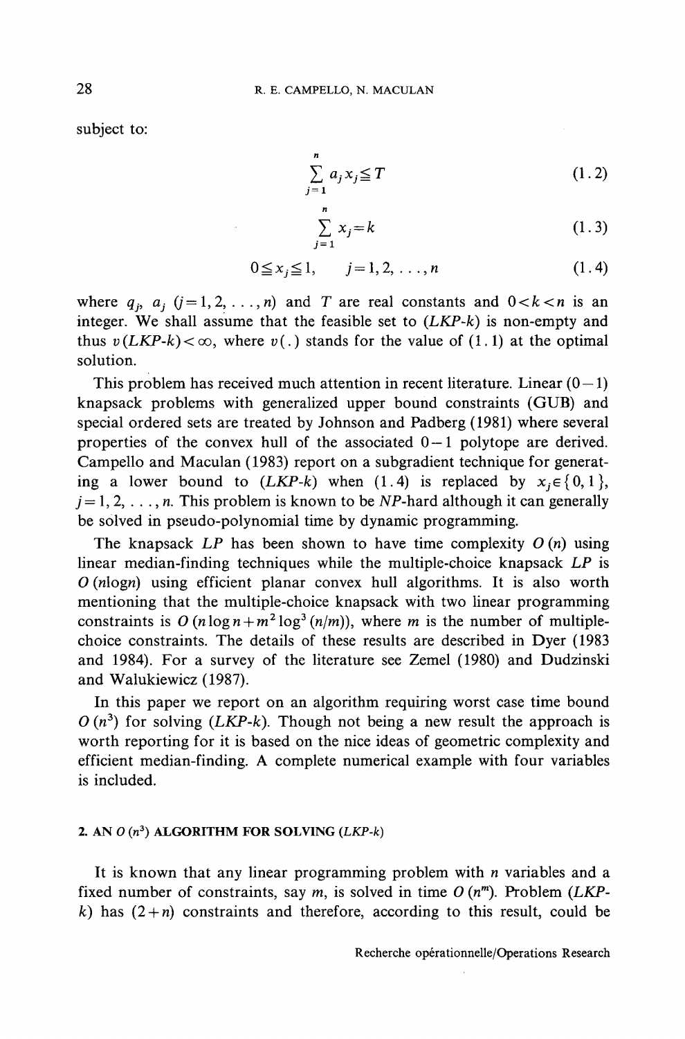subject to:

$$\sum_{j=1}^{n} a_j x_j \leqq T \tag{1.2}$$

$$\sum_{j=1}^{n} x_j = k \tag{1.3}$$

$$0 \leqq x_j \leqq 1, \qquad j = 1, 2, \ldots, n \tag{1.4}$$

where $q_j$, $a_j$ $(j = 1, 2, \ldots, n)$ and $T$ are real constants and $0 < k < n$ is an integer. We shall assume that the feasible set to (*LKP-k*) is non-empty and thus $v(LKP\text{-}k) < \infty$, where $v(.)$ stands for the value of (1.1) at the optimal solution.

This problem has received much attention in recent literature. Linear $(0-1)$ knapsack problems with generalized upper bound constraints (GUB) and special ordered sets are treated by Johnson and Padberg (1981) where several properties of the convex hull of the associated $0-1$ polytope are derived. Campello and Maculan (1983) report on a subgradient technique for generating a lower bound to (*LKP-k*) when (1.4) is replaced by $x_j \in \{0, 1\}$, $j = 1, 2, \ldots, n$. This problem is known to be *NP*-hard although it can generally be solved in pseudo-polynomial time by dynamic programming.

The knapsack *LP* has been shown to have time complexity $O(n)$ using linear median-finding techniques while the multiple-choice knapsack *LP* is $O(n \log n)$ using efficient planar convex hull algorithms. It is also worth mentioning that the multiple-choice knapsack with two linear programming constraints is $O(n \log n + m^2 \log^3 (n/m))$, where $m$ is the number of multiple-choice constraints. The details of these results are described in Dyer (1983 and 1984). For a survey of the literature see Zemel (1980) and Dudzinski and Walukiewicz (1987).

In this paper we report on an algorithm requiring worst case time bound $O(n^3)$ for solving (*LKP-k*). Though not being a new result the approach is worth reporting for it is based on the nice ideas of geometric complexity and efficient median-finding. A complete numerical example with four variables is included.

## 2. AN $O(n^3)$ ALGORITHM FOR SOLVING (*LKP-k*)

It is known that any linear programming problem with $n$ variables and a fixed number of constraints, say $m$, is solved in time $O(n^m)$. Problem (*LKP-k*) has $(2 + n)$ constraints and therefore, according to this result, could be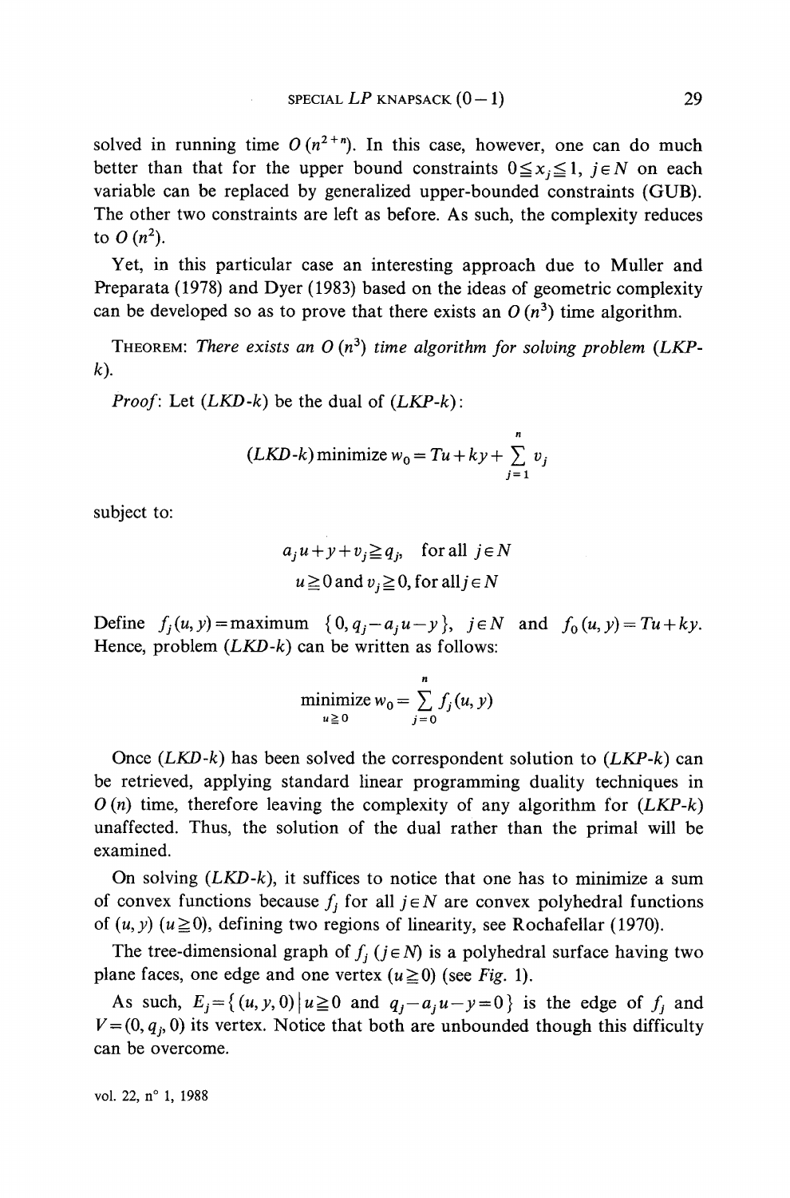solved in running time $O(n^{2+n})$. In this case, however, one can do much better than that for the upper bound constraints $0 \leqq x_j \leqq 1$, $j \in N$ on each variable can be replaced by generalized upper-bounded constraints (GUB). The other two constraints are left as before. As such, the complexity reduces to $O(n^2)$.

Yet, in this particular case an interesting approach due to Muller and Preparata (1978) and Dyer (1983) based on the ideas of geometric complexity can be developed so as to prove that there exists an $O(n^3)$ time algorithm.

THEOREM: *There exists an $O(n^3)$ time algorithm for solving problem (LKP-k).*

*Proof*: Let *(LKD-k)* be the dual of *(LKP-k)*:

$$(LKD\text{-}k)\ \text{minimize}\ w_0 = Tu + ky + \sum_{j=1}^{n} v_j$$

subject to:

$$a_j u + y + v_j \geqq q_j, \quad \text{for all } j \in N$$

$$u \geqq 0 \text{ and } v_j \geqq 0, \text{for all } j \in N$$

Define $f_j(u, y) = \text{maximum } \{0, q_j - a_j u - y\}$, $j \in N$ and $f_0(u, y) = Tu + ky$. Hence, problem *(LKD-k)* can be written as follows:

$$\underset{u \geqq 0}{\text{minimize}}\ w_0 = \sum_{j=0}^{n} f_j(u, y)$$

Once *(LKD-k)* has been solved the correspondent solution to *(LKP-k)* can be retrieved, applying standard linear programming duality techniques in $O(n)$ time, therefore leaving the complexity of any algorithm for *(LKP-k)* unaffected. Thus, the solution of the dual rather than the primal will be examined.

On solving *(LKD-k)*, it suffices to notice that one has to minimize a sum of convex functions because $f_j$ for all $j \in N$ are convex polyhedral functions of $(u, y)$ $(u \geqq 0)$, defining two regions of linearity, see Rochafellar (1970).

The tree-dimensional graph of $f_j$ $(j \in N)$ is a polyhedral surface having two plane faces, one edge and one vertex $(u \geqq 0)$ (see *Fig.* 1).

As such, $E_j = \{(u, y, 0) \mid u \geqq 0 \text{ and } q_j - a_j u - y = 0\}$ is the edge of $f_j$ and $V = (0, q_j, 0)$ its vertex. Notice that both are unbounded though this difficulty can be overcome.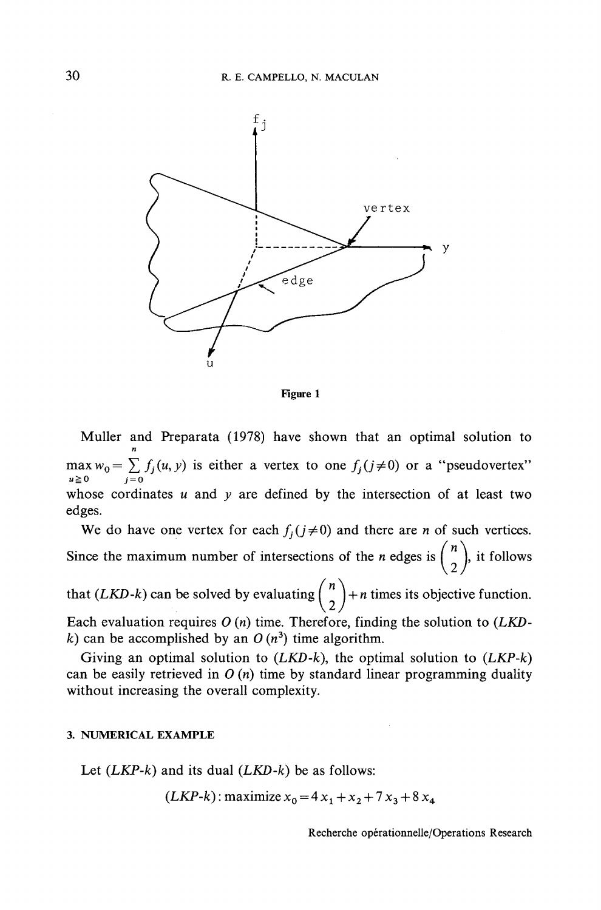Figure 1

Muller and Preparata (1978) have shown that an optimal solution to $\max_{u \geq 0} w_0 = \sum_{j=0}^{n} f_j(u, y)$ is either a vertex to one $f_j (j \neq 0)$ or a "pseudovertex" whose cordinates $u$ and $y$ are defined by the intersection of at least two edges.

We do have one vertex for each $f_j (j \neq 0)$ and there are $n$ of such vertices. Since the maximum number of intersections of the $n$ edges is $\binom{n}{2}$, it follows that (*LKD-k*) can be solved by evaluating $\binom{n}{2} + n$ times its objective function. Each evaluation requires $O(n)$ time. Therefore, finding the solution to (*LKD-k*) can be accomplished by an $O(n^3)$ time algorithm.

Giving an optimal solution to (*LKD-k*), the optimal solution to (*LKP-k*) can be easily retrieved in $O(n)$ time by standard linear programming duality without increasing the overall complexity.

## 3. NUMERICAL EXAMPLE

Let (*LKP-k*) and its dual (*LKD-k*) be as follows:

$$(LKP\text{-}k): \text{maximize } x_0 = 4x_1 + x_2 + 7x_3 + 8x_4$$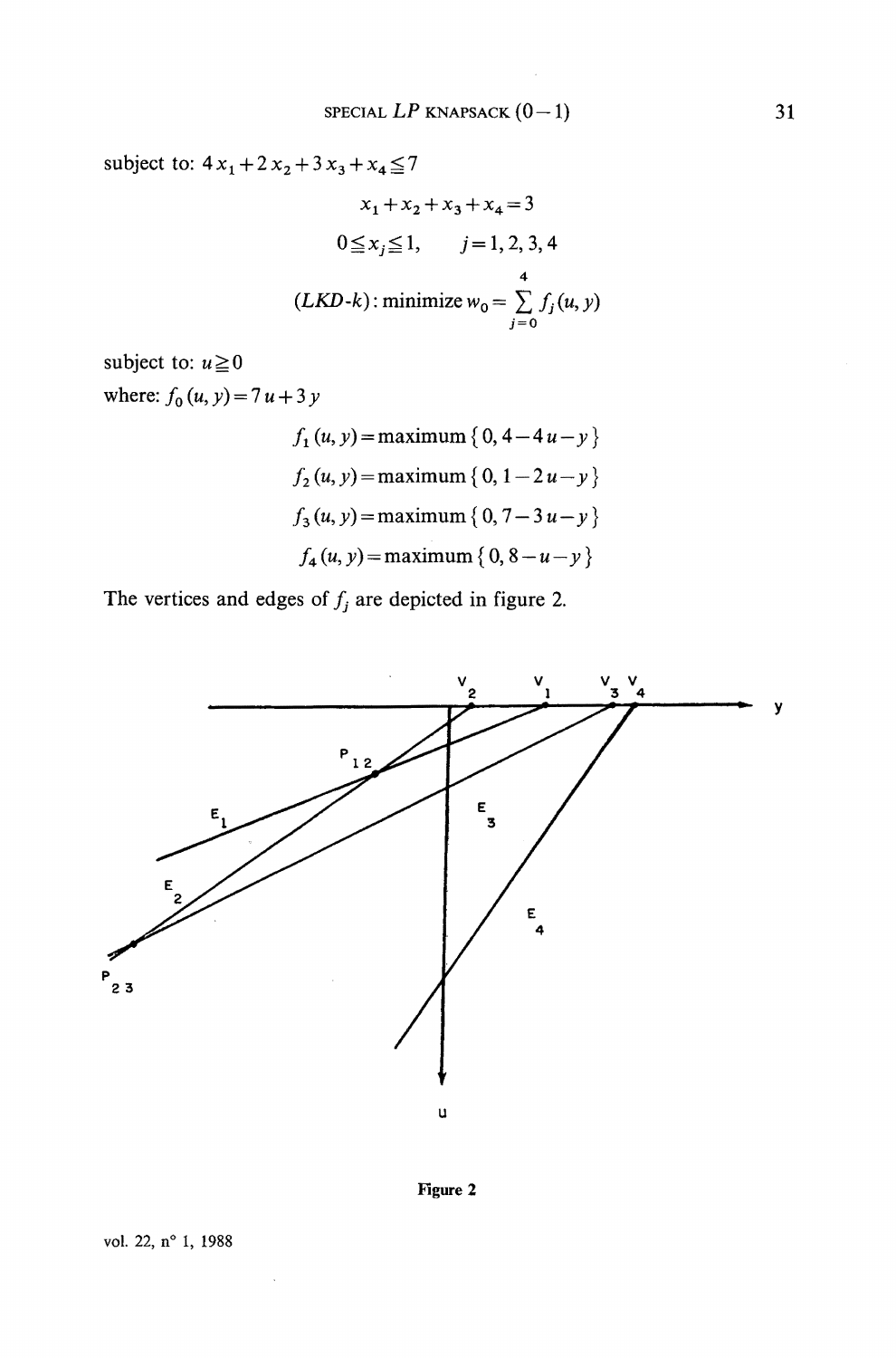subject to: $4x_1 + 2x_2 + 3x_3 + x_4 \leqq 7$

$$x_1 + x_2 + x_3 + x_4 = 3$$

$$0 \leqq x_j \leqq 1, \qquad j = 1, 2, 3, 4$$

$$(LKD\text{-}k): \text{minimize } w_0 = \sum_{j=0}^{4} f_j(u, y)$$

subject to: $u \geqq 0$

where: $f_0(u, y) = 7u + 3y$

$$f_1(u, y) = \text{maximum}\{0, 4 - 4u - y\}$$

$$f_2(u, y) = \text{maximum}\{0, 1 - 2u - y\}$$

$$f_3(u, y) = \text{maximum}\{0, 7 - 3u - y\}$$

$$f_4(u, y) = \text{maximum}\{0, 8 - u - y\}$$

The vertices and edges of $f_j$ are depicted in figure 2.

Figure 2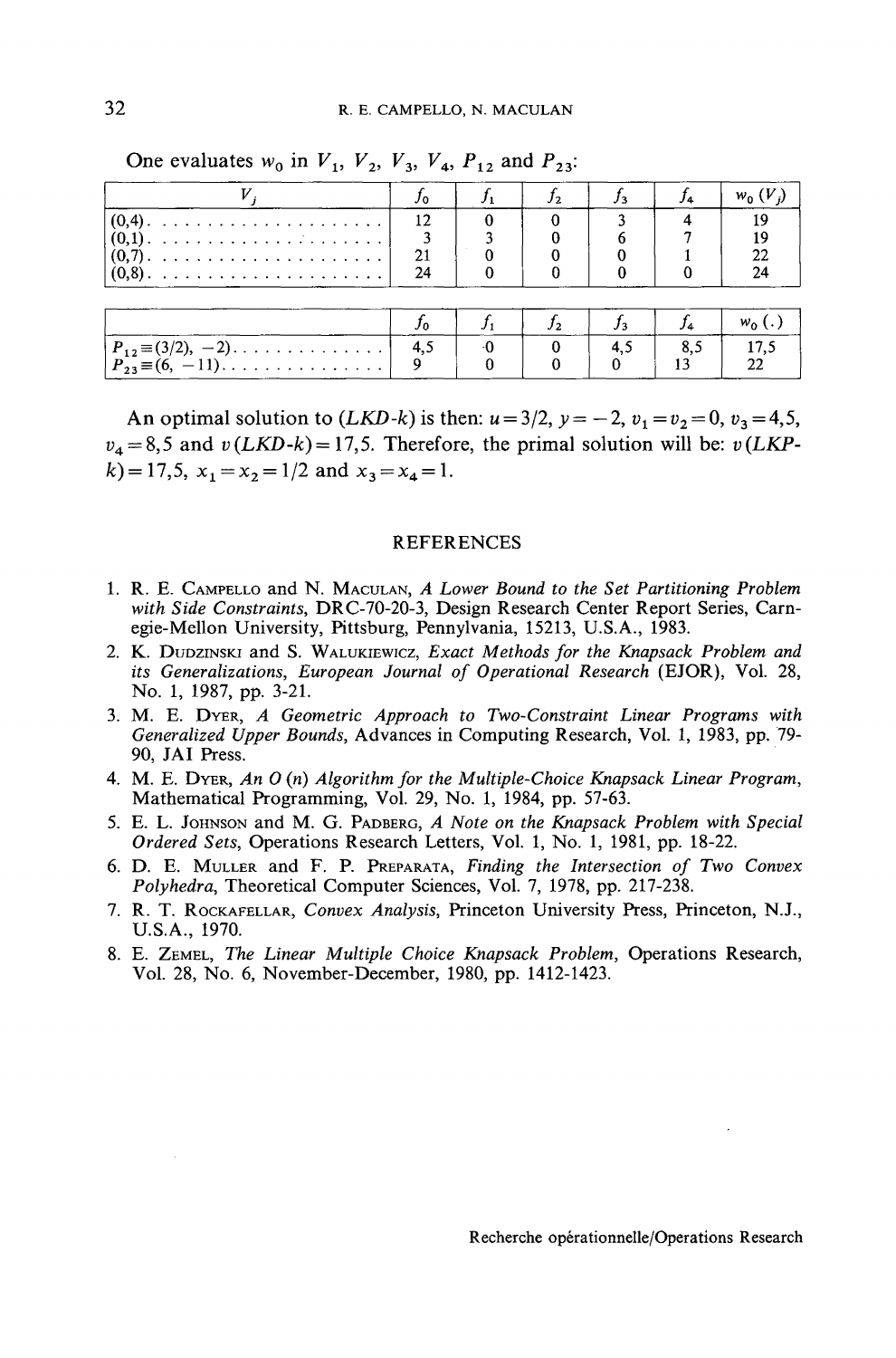One evaluates $w_0$ in $V_1$, $V_2$, $V_3$, $V_4$, $P_{12}$ and $P_{23}$:

| $V_j$ | $f_0$ | $f_1$ | $f_2$ | $f_3$ | $f_4$ | $w_0$ $(V_j)$ |
|---|---|---|---|---|---|---|
| (0,4). . . . . . . . . . . . . . . . . . . . . . | 12 | 0 | 0 | 3 | 4 | 19 |
| (0,1). . . . . . . . . . . . . . . . . . . . . . | 3 | 3 | 0 | 6 | 7 | 19 |
| (0,7). . . . . . . . . . . . . . . . . . . . . . | 21 | 0 | 0 | 0 | 1 | 22 |
| (0,8). . . . . . . . . . . . . . . . . . . . . . | 24 | 0 | 0 | 0 | 0 | 24 |

| | $f_0$ | $f_1$ | $f_2$ | $f_3$ | $f_4$ | $w_0$ $(.)$ |
|---|---|---|---|---|---|---|
| $P_{12} \equiv (3/2), -2)$. . . . . . . . . . . . . . | 4,5 | 0 | 0 | 4,5 | 8,5 | 17,5 |
| $P_{23} \equiv (6, -11)$. . . . . . . . . . . . . . . | 9 | 0 | 0 | 0 | 13 | 22 |

An optimal solution to *(LKD-k)* is then: $u = 3/2$, $y = -2$, $v_1 = v_2 = 0$, $v_3 = 4{,}5$, $v_4 = 8{,}5$ and $v\,(LKD\text{-}k) = 17{,}5$. Therefore, the primal solution will be: $v\,(LKP\text{-}k) = 17{,}5$, $x_1 = x_2 = 1/2$ and $x_3 = x_4 = 1$.

## REFERENCES

1. R. E. CAMPELLO and N. MACULAN, *A Lower Bound to the Set Partitioning Problem with Side Constraints*, DRC-70-20-3, Design Research Center Report Series, Carnegie-Mellon University, Pittsburg, Pennylvania, 15213, U.S.A., 1983.
2. K. DUDZINSKI and S. WALUKIEWICZ, *Exact Methods for the Knapsack Problem and its Generalizations*, *European Journal of Operational Research* (EJOR), Vol. 28, No. 1, 1987, pp. 3-21.
3. M. E. DYER, *A Geometric Approach to Two-Constraint Linear Programs with Generalized Upper Bounds*, Advances in Computing Research, Vol. 1, 1983, pp. 79-90, JAI Press.
4. M. E. DYER, *An O (n) Algorithm for the Multiple-Choice Knapsack Linear Program*, Mathematical Programming, Vol. 29, No. 1, 1984, pp. 57-63.
5. E. L. JOHNSON and M. G. PADBERG, *A Note on the Knapsack Problem with Special Ordered Sets*, Operations Research Letters, Vol. 1, No. 1, 1981, pp. 18-22.
6. D. E. MULLER and F. P. PREPARATA, *Finding the Intersection of Two Convex Polyhedra*, Theoretical Computer Sciences, Vol. 7, 1978, pp. 217-238.
7. R. T. ROCKAFELLAR, *Convex Analysis*, Princeton University Press, Princeton, N.J., U.S.A., 1970.
8. E. ZEMEL, *The Linear Multiple Choice Knapsack Problem*, Operations Research, Vol. 28, No. 6, November-December, 1980, pp. 1412-1423.